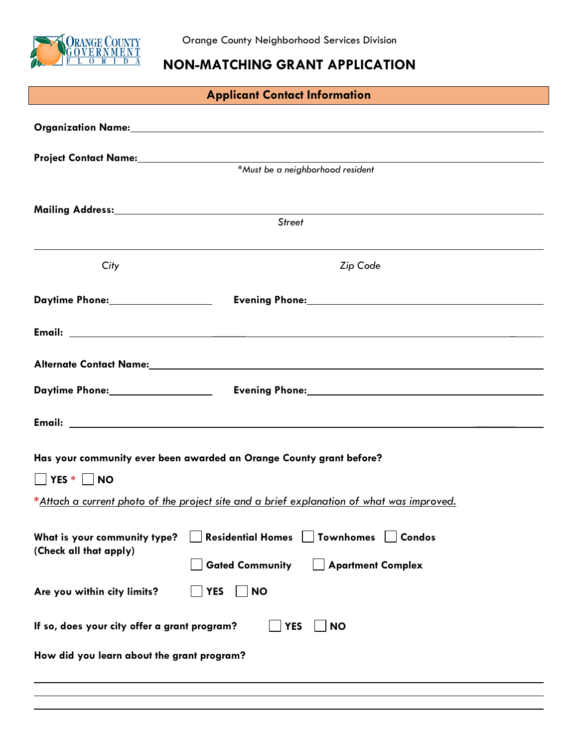Orange County Neighborhood Services Division

# NON-MATCHING GRANT APPLICATION

## Applicant Contact Information

**Organization Name:** ____________________

**Project Contact Name:** ____________________
*\*Must be a neighborhood resident*

**Mailing Address:** ____________________
*Street*

____________________
*City* *Zip Code*

**Daytime Phone:** ____________ **Evening Phone:** ____________

**Email:** ____________________

**Alternate Contact Name:** ____________________

**Daytime Phone:** ____________ **Evening Phone:** ____________

**Email:** ____________________

**Has your community ever been awarded an Orange County grant before?**

☐ **YES** * ☐ **NO**

**Attach a current photo of the project site and a brief explanation of what was improved.* (Required if YES.)

**What is your community type? (Check all that apply)** ☐ **Residential Homes** ☐ **Townhomes** ☐ **Condos** ☐ **Gated Community** ☐ **Apartment Complex**

**Are you within city limits?** ☐ **YES** ☐ **NO**

**If so, does your city offer a grant program?** ☐ **YES** ☐ **NO**

**How did you learn about the grant program?**

____________________

____________________

____________________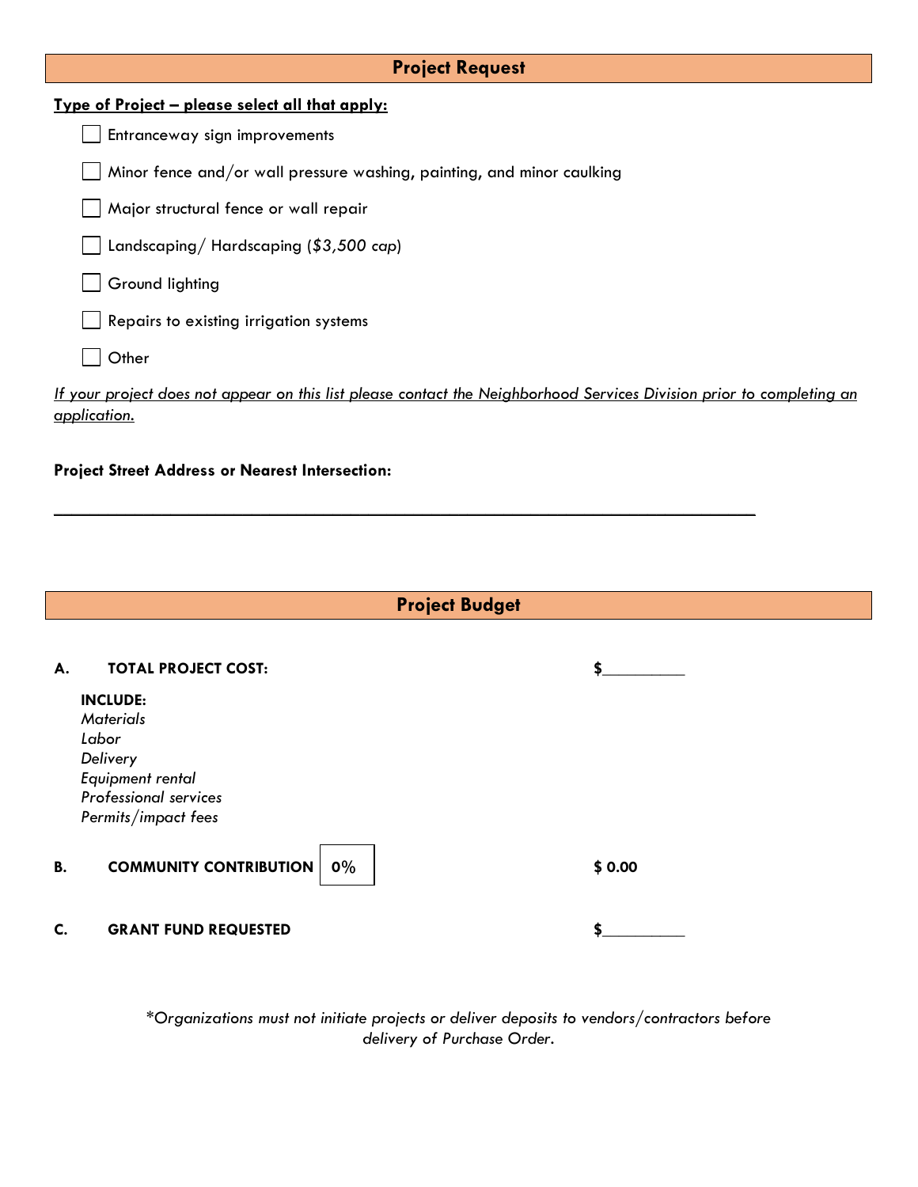## Project Request

**Type of Project – please select all that apply:**

- ☐ Entranceway sign improvements
- ☐ Minor fence and/or wall pressure washing, painting, and minor caulking
- ☐ Major structural fence or wall repair
- ☐ Landscaping/ Hardscaping (*$3,500 cap*)
- ☐ Ground lighting
- ☐ Repairs to existing irrigation systems
- ☐ Other

*If your project does not appear on this list please contact the Neighborhood Services Division prior to completing an application.*

**Project Street Address or Nearest Intersection:**

________________________________________________________________________________

## Project Budget

**A. TOTAL PROJECT COST:** $__________

**INCLUDE:**
*Materials*
*Labor*
*Delivery*
*Equipment rental*
*Professional services*
*Permits/impact fees*

**B. COMMUNITY CONTRIBUTION** 0% **$ 0.00**

**C. GRANT FUND REQUESTED** $__________

*\*Organizations must not initiate projects or deliver deposits to vendors/contractors before delivery of Purchase Order.*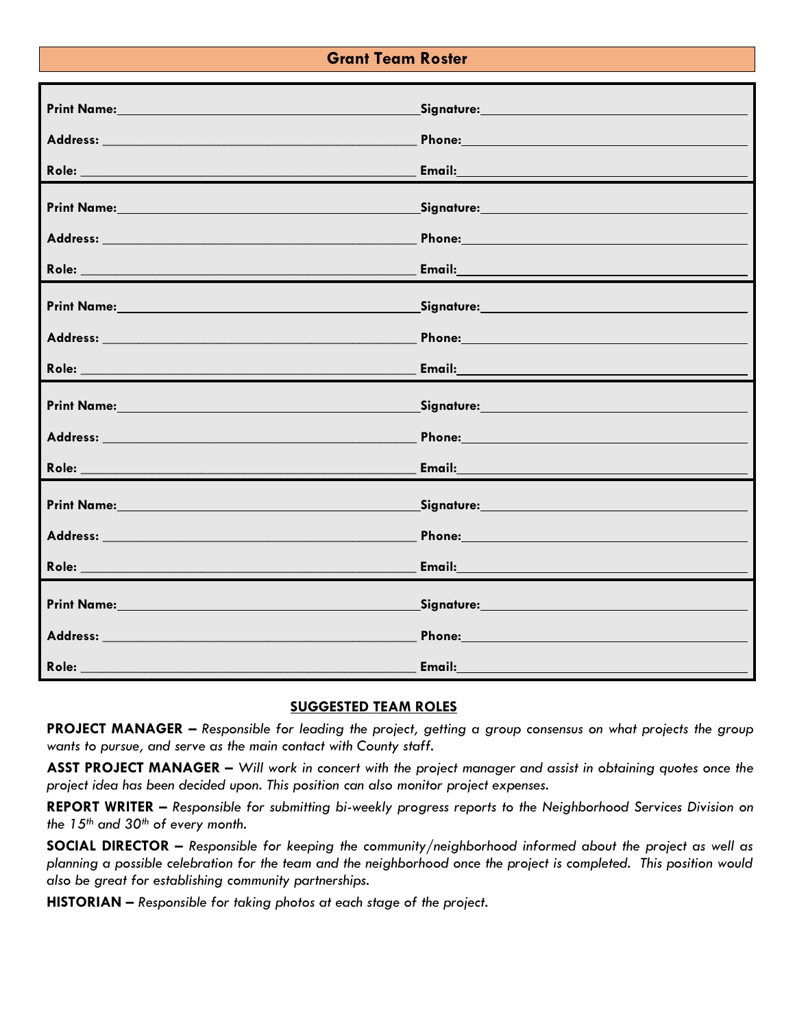## Grant Team Roster

| | |
|---|---|
| **Print Name:** | **Signature:** |
| **Address:** | **Phone:** |
| **Role:** | **Email:** |
| **Print Name:** | **Signature:** |
| **Address:** | **Phone:** |
| **Role:** | **Email:** |
| **Print Name:** | **Signature:** |
| **Address:** | **Phone:** |
| **Role:** | **Email:** |
| **Print Name:** | **Signature:** |
| **Address:** | **Phone:** |
| **Role:** | **Email:** |
| **Print Name:** | **Signature:** |
| **Address:** | **Phone:** |
| **Role:** | **Email:** |
| **Print Name:** | **Signature:** |
| **Address:** | **Phone:** |
| **Role:** | **Email:** |

### SUGGESTED TEAM ROLES

**PROJECT MANAGER –** *Responsible for leading the project, getting a group consensus on what projects the group wants to pursue, and serve as the main contact with County staff.*

**ASST PROJECT MANAGER –** *Will work in concert with the project manager and assist in obtaining quotes once the project idea has been decided upon. This position can also monitor project expenses.*

**REPORT WRITER –** *Responsible for submitting bi-weekly progress reports to the Neighborhood Services Division on the 15th and 30th of every month.*

**SOCIAL DIRECTOR –** *Responsible for keeping the community/neighborhood informed about the project as well as planning a possible celebration for the team and the neighborhood once the project is completed. This position would also be great for establishing community partnerships.*

**HISTORIAN –** *Responsible for taking photos at each stage of the project.*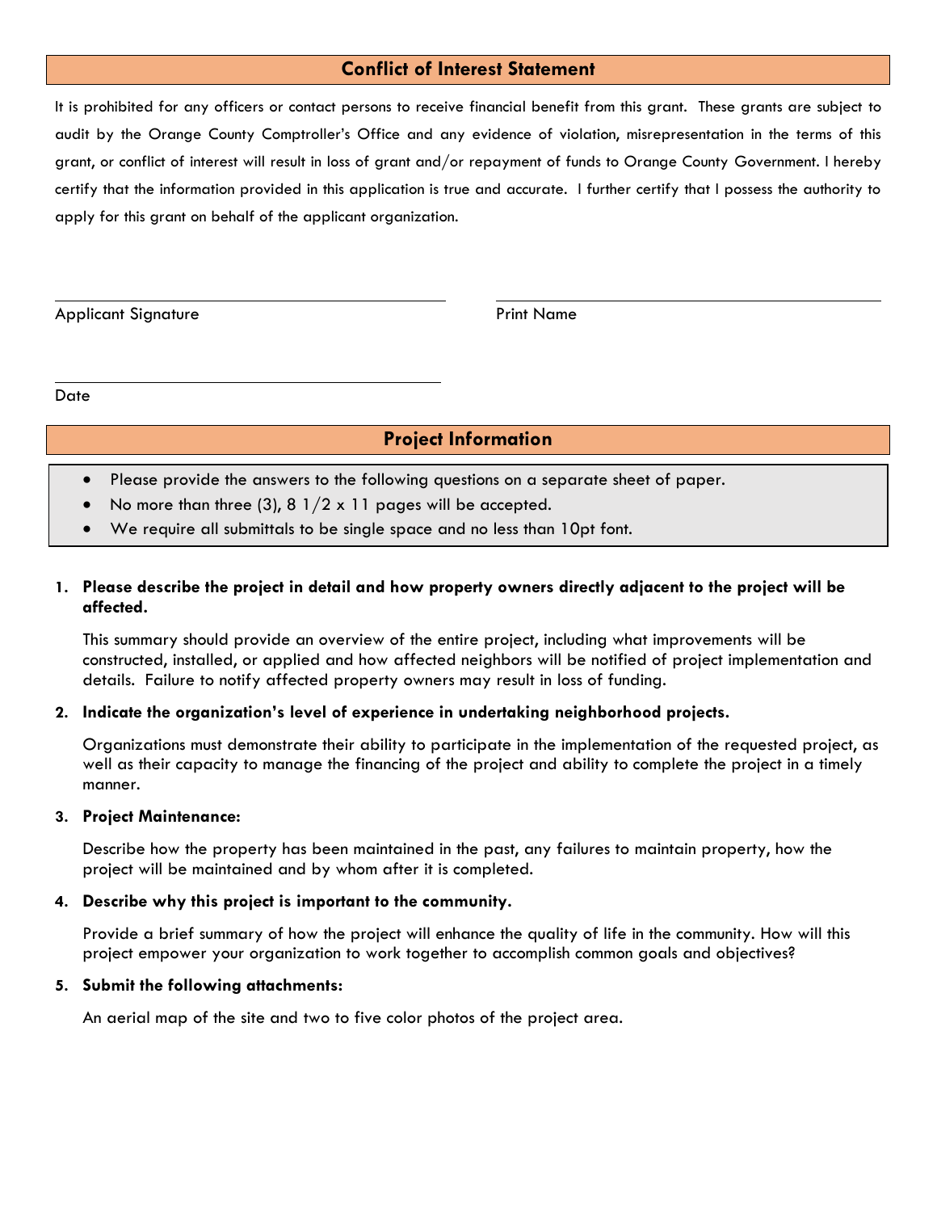## Conflict of Interest Statement

It is prohibited for any officers or contact persons to receive financial benefit from this grant. These grants are subject to audit by the Orange County Comptroller's Office and any evidence of violation, misrepresentation in the terms of this grant, or conflict of interest will result in loss of grant and/or repayment of funds to Orange County Government. I hereby certify that the information provided in this application is true and accurate. I further certify that I possess the authority to apply for this grant on behalf of the applicant organization.

Applicant Signature ______________________________

Print Name ______________________________

Date ______________________________

## Project Information

- Please provide the answers to the following questions on a separate sheet of paper.
- No more than three (3), 8 1/2 x 11 pages will be accepted.
- We require all submittals to be single space and no less than 10pt font.

1. **Please describe the project in detail and how property owners directly adjacent to the project will be affected.**

   This summary should provide an overview of the entire project, including what improvements will be constructed, installed, or applied and how affected neighbors will be notified of project implementation and details. Failure to notify affected property owners may result in loss of funding.

2. **Indicate the organization's level of experience in undertaking neighborhood projects.**

   Organizations must demonstrate their ability to participate in the implementation of the requested project, as well as their capacity to manage the financing of the project and ability to complete the project in a timely manner.

3. **Project Maintenance:**

   Describe how the property has been maintained in the past, any failures to maintain property, how the project will be maintained and by whom after it is completed.

4. **Describe why this project is important to the community.**

   Provide a brief summary of how the project will enhance the quality of life in the community. How will this project empower your organization to work together to accomplish common goals and objectives?

5. **Submit the following attachments:**

   An aerial map of the site and two to five color photos of the project area.